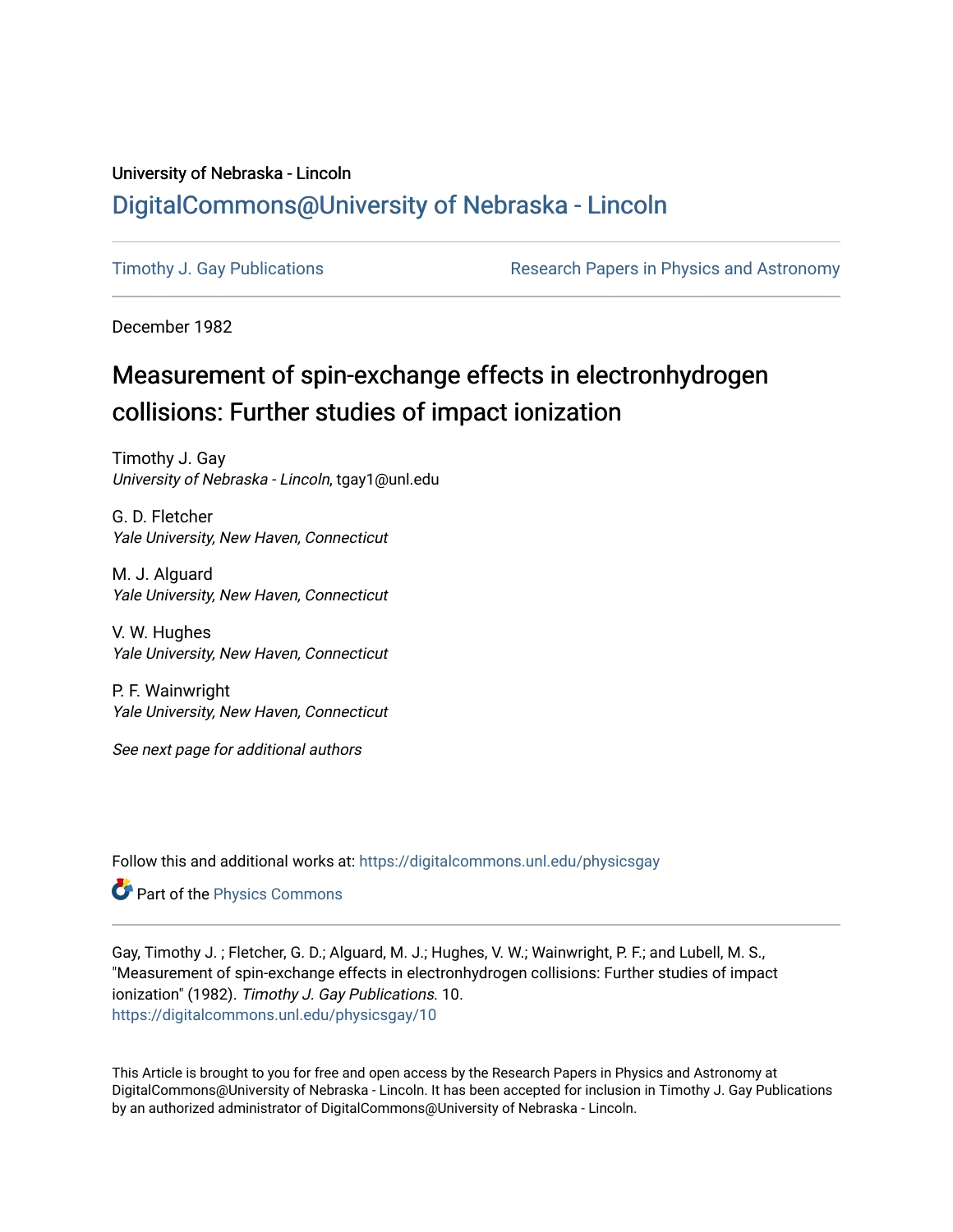University of Nebraska - Lincoln

## DigitalCommons@University of Nebraska - Lincoln

Timothy J. Gay Publications

Research Papers in Physics and Astronomy

December 1982

# Measurement of spin-exchange effects in electronhydrogen collisions: Further studies of impact ionization

Timothy J. Gay
*University of Nebraska - Lincoln*, tgay1@unl.edu

G. D. Fletcher
*Yale University, New Haven, Connecticut*

M. J. Alguard
*Yale University, New Haven, Connecticut*

V. W. Hughes
*Yale University, New Haven, Connecticut*

P. F. Wainwright
*Yale University, New Haven, Connecticut*

*See next page for additional authors*

Follow this and additional works at: https://digitalcommons.unl.edu/physicsgay

Part of the Physics Commons

Gay, Timothy J. ; Fletcher, G. D.; Alguard, M. J.; Hughes, V. W.; Wainwright, P. F.; and Lubell, M. S., "Measurement of spin-exchange effects in electronhydrogen collisions: Further studies of impact ionization" (1982). *Timothy J. Gay Publications*. 10.
https://digitalcommons.unl.edu/physicsgay/10

This Article is brought to you for free and open access by the Research Papers in Physics and Astronomy at DigitalCommons@University of Nebraska - Lincoln. It has been accepted for inclusion in Timothy J. Gay Publications by an authorized administrator of DigitalCommons@University of Nebraska - Lincoln.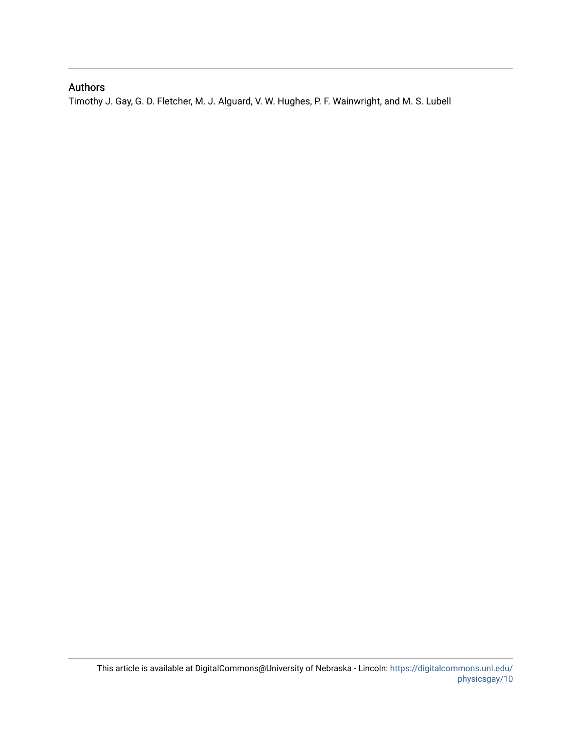## Authors

Timothy J. Gay, G. D. Fletcher, M. J. Alguard, V. W. Hughes, P. F. Wainwright, and M. S. Lubell

This article is available at DigitalCommons@University of Nebraska - Lincoln: https://digitalcommons.unl.edu/physicsgay/10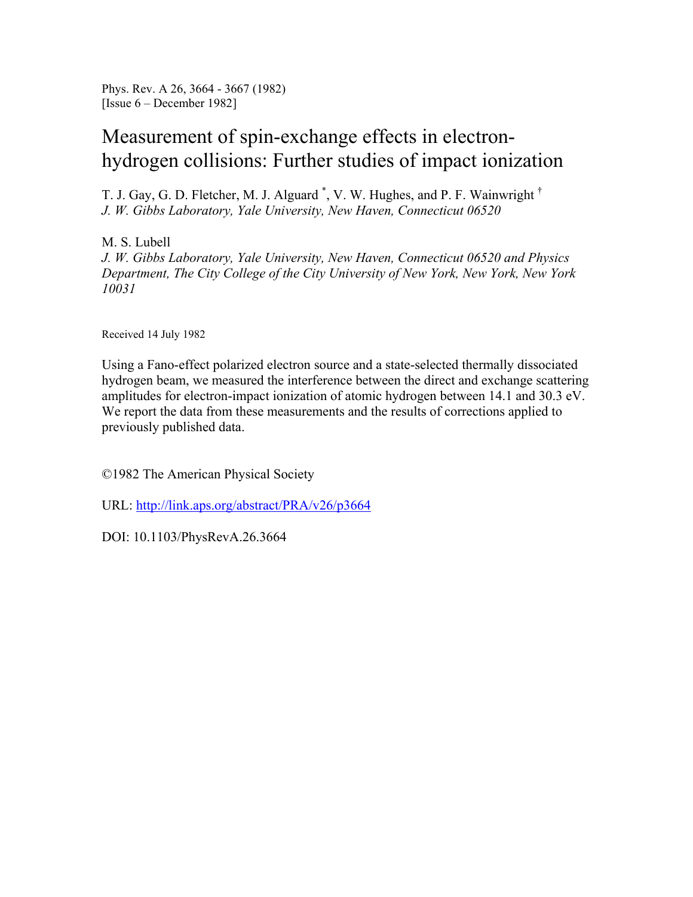Phys. Rev. A 26, 3664 - 3667 (1982)
[Issue 6 – December 1982]

# Measurement of spin-exchange effects in electron-hydrogen collisions: Further studies of impact ionization

T. J. Gay, G. D. Fletcher, M. J. Alguard [*], V. W. Hughes, and P. F. Wainwright [†]
*J. W. Gibbs Laboratory, Yale University, New Haven, Connecticut 06520*

M. S. Lubell
*J. W. Gibbs Laboratory, Yale University, New Haven, Connecticut 06520 and Physics Department, The City College of the City University of New York, New York, New York 10031*

Received 14 July 1982

Using a Fano-effect polarized electron source and a state-selected thermally dissociated hydrogen beam, we measured the interference between the direct and exchange scattering amplitudes for electron-impact ionization of atomic hydrogen between 14.1 and 30.3 eV. We report the data from these measurements and the results of corrections applied to previously published data.

©1982 The American Physical Society

URL: http://link.aps.org/abstract/PRA/v26/p3664

DOI: 10.1103/PhysRevA.26.3664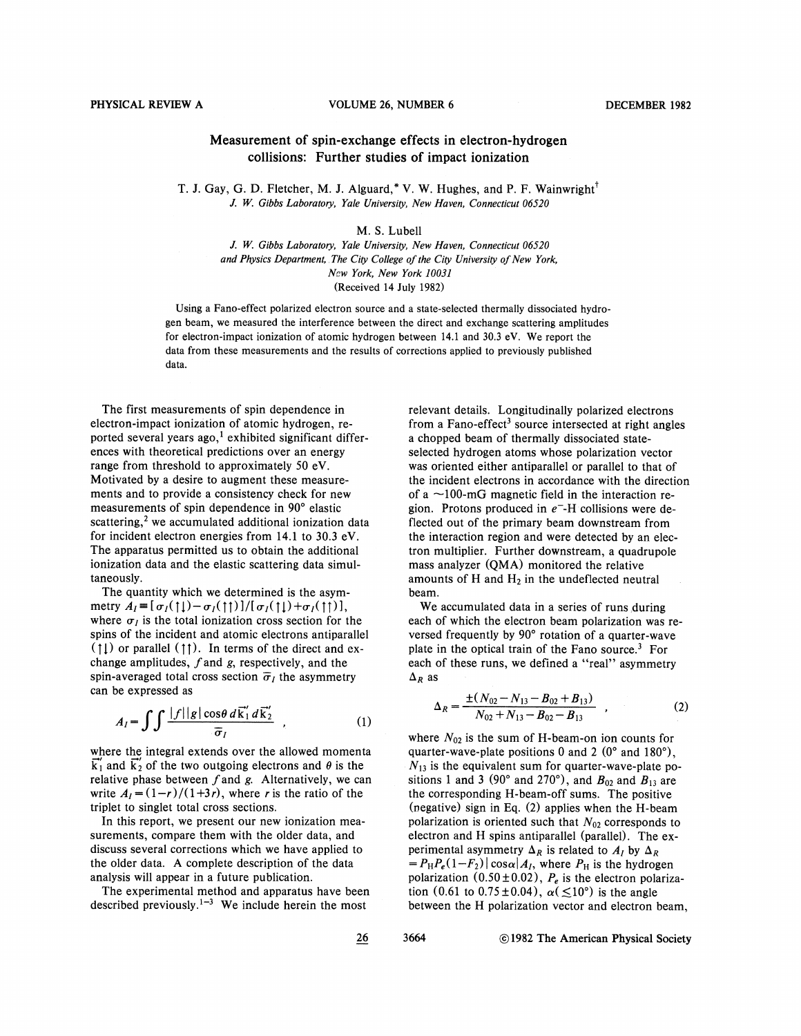# Measurement of spin-exchange effects in electron-hydrogen collisions: Further studies of impact ionization

T. J. Gay, G. D. Fletcher, M. J. Alguard,* V. W. Hughes, and P. F. Wainwright†

*J. W. Gibbs Laboratory, Yale University, New Haven, Connecticut 06520*

M. S. Lubell

*J. W. Gibbs Laboratory, Yale University, New Haven, Connecticut 06520*
*and Physics Department, The City College of the City University of New York, New York, New York 10031*

(Received 14 July 1982)

Using a Fano-effect polarized electron source and a state-selected thermally dissociated hydrogen beam, we measured the interference between the direct and exchange scattering amplitudes for electron-impact ionization of atomic hydrogen between 14.1 and 30.3 eV. We report the data from these measurements and the results of corrections applied to previously published data.

The first measurements of spin dependence in electron-impact ionization of atomic hydrogen, reported several years ago,[1] exhibited significant differences with theoretical predictions over an energy range from threshold to approximately 50 eV. Motivated by a desire to augment these measurements and to provide a consistency check for new measurements of spin dependence in 90° elastic scattering,[2] we accumulated additional ionization data for incident electron energies from 14.1 to 30.3 eV. The apparatus permitted us to obtain the additional ionization data and the elastic scattering data simultaneously.

The quantity which we determined is the asymmetry $A_I \equiv [\sigma_I(\uparrow\downarrow)-\sigma_I(\uparrow\uparrow)]/[\sigma_I(\uparrow\downarrow)+\sigma_I(\uparrow\uparrow)]$, where $\sigma_I$ is the total ionization cross section for the spins of the incident and atomic electrons antiparallel ($\uparrow\downarrow$) or parallel ($\uparrow\uparrow$). In terms of the direct and exchange amplitudes, $f$ and $g$, respectively, and the spin-averaged total cross section $\bar{\sigma}_I$ the asymmetry can be expressed as

$$A_I = \int\int \frac{|f||g|\cos\theta \, d\vec{k}_1' \, d\vec{k}_2'}{\bar{\sigma}_I} , \qquad (1)$$

where the integral extends over the allowed momenta $\vec{k}_1'$ and $\vec{k}_2'$ of the two outgoing electrons and $\theta$ is the relative phase between $f$ and $g$. Alternatively, we can write $A_I = (1-r)/(1+3r)$, where $r$ is the ratio of the triplet to singlet total cross sections.

In this report, we present our new ionization measurements, compare them with the older data, and discuss several corrections which we have applied to the older data. A complete description of the data analysis will appear in a future publication.

The experimental method and apparatus have been described previously.[1-3] We include herein the most relevant details. Longitudinally polarized electrons from a Fano-effect[3] source intersected at right angles a chopped beam of thermally dissociated state-selected hydrogen atoms whose polarization vector was oriented either antiparallel or parallel to that of the incident electrons in accordance with the direction of a ~100-mG magnetic field in the interaction region. Protons produced in $e^-$-H collisions were deflected out of the primary beam downstream from the interaction region and were detected by an electron multiplier. Further downstream, a quadrupole mass analyzer (QMA) monitored the relative amounts of H and $H_2$ in the undeflected neutral beam.

We accumulated data in a series of runs during each of which the electron beam polarization was reversed frequently by 90° rotation of a quarter-wave plate in the optical train of the Fano source.[3] For each of these runs, we defined a "real" asymmetry $\Delta_R$ as

$$\Delta_R = \frac{\pm(N_{02}-N_{13}-B_{02}+B_{13})}{N_{02}+N_{13}-B_{02}-B_{13}} , \qquad (2)$$

where $N_{02}$ is the sum of H-beam-on ion counts for quarter-wave-plate positions 0 and 2 (0° and 180°), $N_{13}$ is the equivalent sum for quarter-wave-plate positions 1 and 3 (90° and 270°), and $B_{02}$ and $B_{13}$ are the corresponding H-beam-off sums. The positive (negative) sign in Eq. (2) applies when the H-beam polarization is oriented such that $N_{02}$ corresponds to electron and H spins antiparallel (parallel). The experimental asymmetry $\Delta_R$ is related to $A_I$ by $\Delta_R = P_H P_e (1-F_2)|\cos\alpha| A_I$, where $P_H$ is the hydrogen polarization ($0.50 \pm 0.02$), $P_e$ is the electron polarization (0.61 to $0.75 \pm 0.04$), $\alpha$ ($\lesssim 10°$) is the angle between the H polarization vector and electron beam,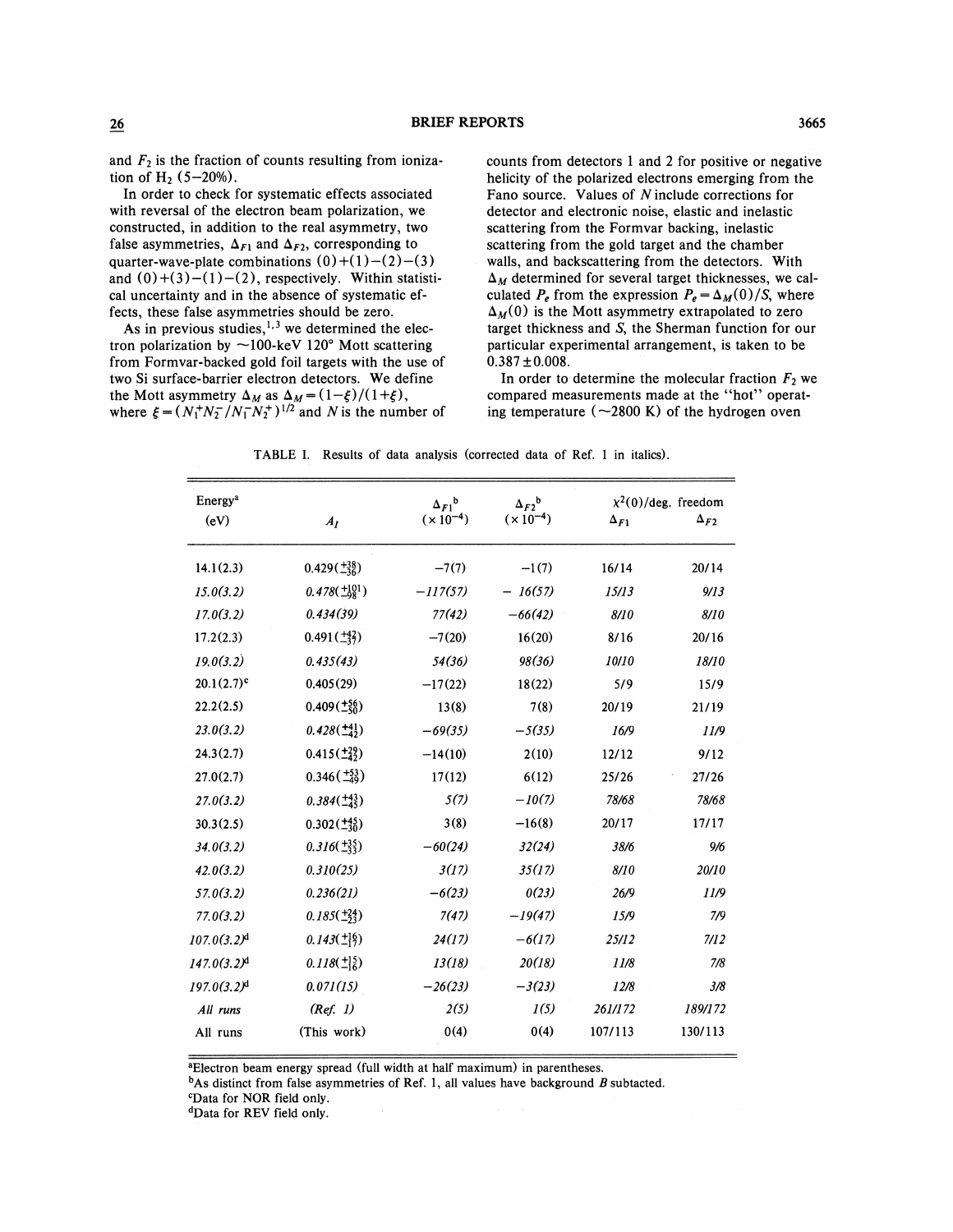and $F_2$ is the fraction of counts resulting from ionization of $H_2$ (5–20%).

In order to check for systematic effects associated with reversal of the electron beam polarization, we constructed, in addition to the real asymmetry, two false asymmetries, $\Delta_{F1}$ and $\Delta_{F2}$, corresponding to quarter-wave-plate combinations (0)+(1)−(2)−(3) and (0)+(3)−(1)−(2), respectively. Within statistical uncertainty and in the absence of systematic effects, these false asymmetries should be zero.

As in previous studies,[1,3] we determined the electron polarization by ~100-keV 120° Mott scattering from Formvar-backed gold foil targets with the use of two Si surface-barrier electron detectors. We define the Mott asymmetry $\Delta_M$ as $\Delta_M=(1-\xi)/(1+\xi)$, where $\xi=(N_1^+N_2^-/N_1^-N_2^+)^{1/2}$ and $N$ is the number of counts from detectors 1 and 2 for positive or negative helicity of the polarized electrons emerging from the Fano source. Values of $N$ include corrections for detector and electronic noise, elastic and inelastic scattering from the Formvar backing, inelastic scattering from the gold target and the chamber walls, and backscattering from the detectors. With $\Delta_M$ determined for several target thicknesses, we calculated $P_e$ from the expression $P_e=\Delta_M(0)/S$, where $\Delta_M(0)$ is the Mott asymmetry extrapolated to zero target thickness and $S$, the Sherman function for our particular experimental arrangement, is taken to be $0.387\pm0.008$.

In order to determine the molecular fraction $F_2$ we compared measurements made at the "hot" operating temperature (~2800 K) of the hydrogen oven

TABLE I. Results of data analysis (corrected data of Ref. 1 in italics).

| Energy[a] (eV) | $A_I$ | $\Delta_{F1}$[b] ($\times 10^{-4}$) | $\Delta_{F2}$[b] ($\times 10^{-4}$) | $\chi^2(0)$/deg. freedom $\Delta_{F1}$ | $\Delta_{F2}$ |
|---|---|---|---|---|---|
| 14.1(2.3) | $0.429(^{+38}_{-36})$ | −7(7) | −1(7) | 16/14 | 20/14 |
| *15.0(3.2)* | *$0.478(^{+101}_{-98})$* | *−117(57)* | *−16(57)* | *15/13* | *9/13* |
| *17.0(3.2)* | *0.434(39)* | *77(42)* | *−66(42)* | *8/10* | *8/10* |
| 17.2(2.3) | $0.491(^{+42}_{-37})$ | −7(20) | 16(20) | 8/16 | 20/16 |
| *19.0(3.2)* | *0.435(43)* | *54(36)* | *98(36)* | *10/10* | *18/10* |
| 20.1(2.7)[c] | 0.405(29) | −17(22) | 18(22) | 5/9 | 15/9 |
| 22.2(2.5) | $0.409(^{+56}_{-50})$ | 13(8) | 7(8) | 20/19 | 21/19 |
| *23.0(3.2)* | *$0.428(^{+41}_{-42})$* | *−69(35)* | *−5(35)* | *16/9* | *11/9* |
| 24.3(2.7) | $0.415(^{+29}_{-42})$ | −14(10) | 2(10) | 12/12 | 9/12 |
| 27.0(2.7) | $0.346(^{+53}_{-49})$ | 17(12) | 6(12) | 25/26 | 27/26 |
| *27.0(3.2)* | *$0.384(^{+43}_{-45})$* | *5(7)* | *−10(7)* | *78/68* | *78/68* |
| 30.3(2.5) | $0.302(^{+45}_{-30})$ | 3(8) | −16(8) | 20/17 | 17/17 |
| *34.0(3.2)* | *$0.316(^{+35}_{-33})$* | *−60(24)* | *32(24)* | *38/6* | *9/6* |
| *42.0(3.2)* | *0.310(25)* | *3(17)* | *35(17)* | *8/10* | *20/10* |
| *57.0(3.2)* | *0.236(21)* | *−6(23)* | *0(23)* | *26/9* | *11/9* |
| *77.0(3.2)* | *$0.185(^{+24}_{-23})$* | *7(47)* | *−19(47)* | *15/9* | *7/9* |
| *107.0(3.2)*[d] | *$0.143(^{+16}_{-17})$* | *24(17)* | *−6(17)* | *25/12* | *7/12* |
| *147.0(3.2)*[d] | *$0.118(^{+15}_{-16})$* | *13(18)* | *20(18)* | *11/8* | *7/8* |
| *197.0(3.2)*[d] | *0.071(15)* | *−26(23)* | *−3(23)* | *12/8* | *3/8* |
| *All runs* | *(Ref. 1)* | *2(5)* | *1(5)* | *261/172* | *189/172* |
| All runs | (This work) | 0(4) | 0(4) | 107/113 | 130/113 |

[a]Electron beam energy spread (full width at half maximum) in parentheses.
[b]As distinct from false asymmetries of Ref. 1, all values have background $B$ subtacted.
[c]Data for NOR field only.
[d]Data for REV field only.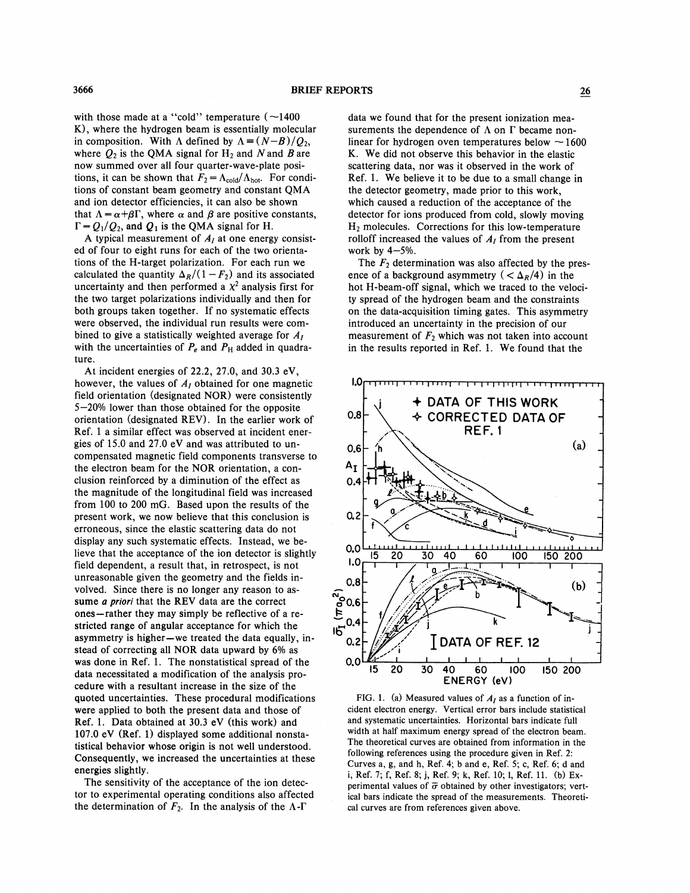with those made at a "cold" temperature (~1400 K), where the hydrogen beam is essentially molecular in composition. With $\Lambda$ defined by $\Lambda \equiv (N-B)/Q_2$, where $Q_2$ is the QMA signal for $H_2$ and $N$ and $B$ are now summed over all four quarter-wave-plate positions, it can be shown that $F_2 = \Lambda_{\text{cold}}/\Lambda_{\text{hot}}$. For conditions of constant beam geometry and constant QMA and ion detector efficiencies, it can also be shown that $\Lambda = \alpha + \beta\Gamma$, where $\alpha$ and $\beta$ are positive constants, $\Gamma = Q_1/Q_2$, and $Q_1$ is the QMA signal for H.

A typical measurement of $A_I$ at one energy consisted of four to eight runs for each of the two orientations of the H-target polarization. For each run we calculated the quantity $\Delta_R/(1-F_2)$ and its associated uncertainty and then performed a $\chi^2$ analysis first for the two target polarizations individually and then for both groups taken together. If no systematic effects were observed, the individual run results were combined to give a statistically weighted average for $A_I$ with the uncertainties of $P_e$ and $P_H$ added in quadrature.

At incident energies of 22.2, 27.0, and 30.3 eV, however, the values of $A_I$ obtained for one magnetic field orientation (designated NOR) were consistently 5–20% lower than those obtained for the opposite orientation (designated REV). In the earlier work of Ref. 1 a similar effect was observed at incident energies of 15.0 and 27.0 eV and was attributed to uncompensated magnetic field components transverse to the electron beam for the NOR orientation, a conclusion reinforced by a diminution of the effect as the magnitude of the longitudinal field was increased from 100 to 200 mG. Based upon the results of the present work, we now believe that this conclusion is erroneous, since the elastic scattering data do not display any such systematic effects. Instead, we believe that the acceptance of the ion detector is slightly field dependent, a result that, in retrospect, is not unreasonable given the geometry and the fields involved. Since there is no longer any reason to assume *a priori* that the REV data are the correct ones—rather they may simply be reflective of a restricted range of angular acceptance for which the asymmetry is higher—we treated the data equally, instead of correcting all NOR data upward by 6% as was done in Ref. 1. The nonstatistical spread of the data necessitated a modification of the analysis procedure with a resultant increase in the size of the quoted uncertainties. These procedural modifications were applied to both the present data and those of Ref. 1. Data obtained at 30.3 eV (this work) and 107.0 eV (Ref. 1) displayed some additional nonstatistical behavior whose origin is not well understood. Consequently, we increased the uncertainties at these energies slightly.

The sensitivity of the acceptance of the ion detector to experimental operating conditions also affected the determination of $F_2$. In the analysis of the $\Lambda$-$\Gamma$ data we found that for the present ionization measurements the dependence of $\Lambda$ on $\Gamma$ became nonlinear for hydrogen oven temperatures below ~1600 K. We did not observe this behavior in the elastic scattering data, nor was it observed in the work of Ref. 1. We believe it to be due to a small change in the detector geometry, made prior to this work, which caused a reduction of the acceptance of the detector for ions produced from cold, slowly moving $H_2$ molecules. Corrections for this low-temperature rolloff increased the values of $A_I$ from the present work by 4–5%.

The $F_2$ determination was also affected by the presence of a background asymmetry ($< \Delta_R/4$) in the hot H-beam-off signal, which we traced to the velocity spread of the hydrogen beam and the constraints on the data-acquisition timing gates. This asymmetry introduced an uncertainty in the precision of our measurement of $F_2$ which was not taken into account in the results reported in Ref. 1. We found that the

FIG. 1. (a) Measured values of $A_I$ as a function of incident electron energy. Vertical error bars include statistical and systematic uncertainties. Horizontal bars indicate full width at half maximum energy spread of the electron beam. The theoretical curves are obtained from information in the following references using the procedure given in Ref. 2: Curves a, g, and h, Ref. 4; b and e, Ref. 5; c, Ref. 6; d and i, Ref. 7; f, Ref. 8; j, Ref. 9; k, Ref. 10; l, Ref. 11. (b) Experimental values of $\bar{\sigma}$ obtained by other investigators; vertical bars indicate the spread of the measurements. Theoretical curves are from references given above.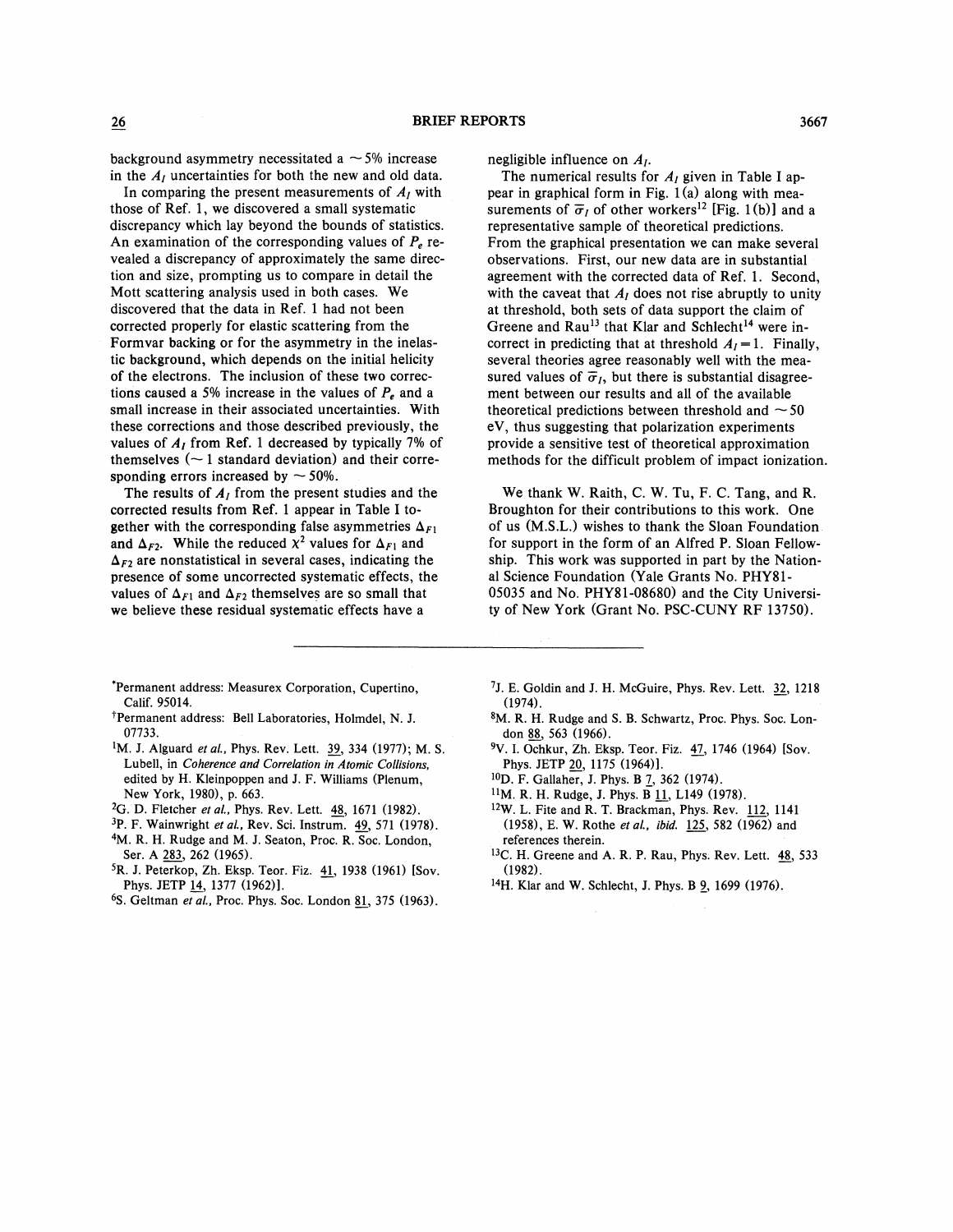background asymmetry necessitated a $\sim 5\%$ increase in the $A_I$ uncertainties for both the new and old data.

In comparing the present measurements of $A_I$ with those of Ref. 1, we discovered a small systematic discrepancy which lay beyond the bounds of statistics. An examination of the corresponding values of $P_e$ revealed a discrepancy of approximately the same direction and size, prompting us to compare in detail the Mott scattering analysis used in both cases. We discovered that the data in Ref. 1 had not been corrected properly for elastic scattering from the Formvar backing or for the asymmetry in the inelastic background, which depends on the initial helicity of the electrons. The inclusion of these two corrections caused a 5% increase in the values of $P_e$ and a small increase in their associated uncertainties. With these corrections and those described previously, the values of $A_I$ from Ref. 1 decreased by typically 7% of themselves ($\sim 1$ standard deviation) and their corresponding errors increased by $\sim 50\%$.

The results of $A_I$ from the present studies and the corrected results from Ref. 1 appear in Table I together with the corresponding false asymmetries $\Delta_{F1}$ and $\Delta_{F2}$. While the reduced $\chi^2$ values for $\Delta_{F1}$ and $\Delta_{F2}$ are nonstatistical in several cases, indicating the presence of some uncorrected systematic effects, the values of $\Delta_{F1}$ and $\Delta_{F2}$ themselves are so small that we believe these residual systematic effects have a negligible influence on $A_I$.

The numerical results for $A_I$ given in Table I appear in graphical form in Fig. 1(a) along with measurements of $\bar{\sigma}_I$ of other workers[12] [Fig. 1(b)] and a representative sample of theoretical predictions. From the graphical presentation we can make several observations. First, our new data are in substantial agreement with the corrected data of Ref. 1. Second, with the caveat that $A_I$ does not rise abruptly to unity at threshold, both sets of data support the claim of Greene and Rau[13] that Klar and Schlecht[14] were incorrect in predicting that at threshold $A_I = 1$. Finally, several theories agree reasonably well with the measured values of $\bar{\sigma}_I$, but there is substantial disagreement between our results and all of the available theoretical predictions between threshold and $\sim 50$ eV, thus suggesting that polarization experiments provide a sensitive test of theoretical approximation methods for the difficult problem of impact ionization.

We thank W. Raith, C. W. Tu, F. C. Tang, and R. Broughton for their contributions to this work. One of us (M.S.L.) wishes to thank the Sloan Foundation for support in the form of an Alfred P. Sloan Fellowship. This work was supported in part by the National Science Foundation (Yale Grants No. PHY81-05035 and No. PHY81-08680) and the City University of New York (Grant No. PSC-CUNY RF 13750).

---

*Permanent address: Measurex Corporation, Cupertino, Calif. 95014.

†Permanent address: Bell Laboratories, Holmdel, N. J. 07733.

[1] M. J. Alguard *et al.*, Phys. Rev. Lett. 39, 334 (1977); M. S. Lubell, in *Coherence and Correlation in Atomic Collisions*, edited by H. Kleinpoppen and J. F. Williams (Plenum, New York, 1980), p. 663.

[2] G. D. Fletcher *et al.*, Phys. Rev. Lett. 48, 1671 (1982).

[3] P. F. Wainwright *et al.*, Rev. Sci. Instrum. 49, 571 (1978).

[4] M. R. H. Rudge and M. J. Seaton, Proc. R. Soc. London, Ser. A 283, 262 (1965).

[5] R. J. Peterkop, Zh. Eksp. Teor. Fiz. 41, 1938 (1961) [Sov. Phys. JETP 14, 1377 (1962)].

[6] S. Geltman *et al.*, Proc. Phys. Soc. London 81, 375 (1963).

[7] J. E. Goldin and J. H. McGuire, Phys. Rev. Lett. 32, 1218 (1974).

[8] M. R. H. Rudge and S. B. Schwartz, Proc. Phys. Soc. London 88, 563 (1966).

[9] V. I. Ochkur, Zh. Eksp. Teor. Fiz. 47, 1746 (1964) [Sov. Phys. JETP 20, 1175 (1964)].

[10] D. F. Gallaher, J. Phys. B 7, 362 (1974).

[11] M. R. H. Rudge, J. Phys. B 11, L149 (1978).

[12] W. L. Fite and R. T. Brackman, Phys. Rev. 112, 1141 (1958), E. W. Rothe *et al.*, *ibid.* 125, 582 (1962) and references therein.

[13] C. H. Greene and A. R. P. Rau, Phys. Rev. Lett. 48, 533 (1982).

[14] H. Klar and W. Schlecht, J. Phys. B 9, 1699 (1976).